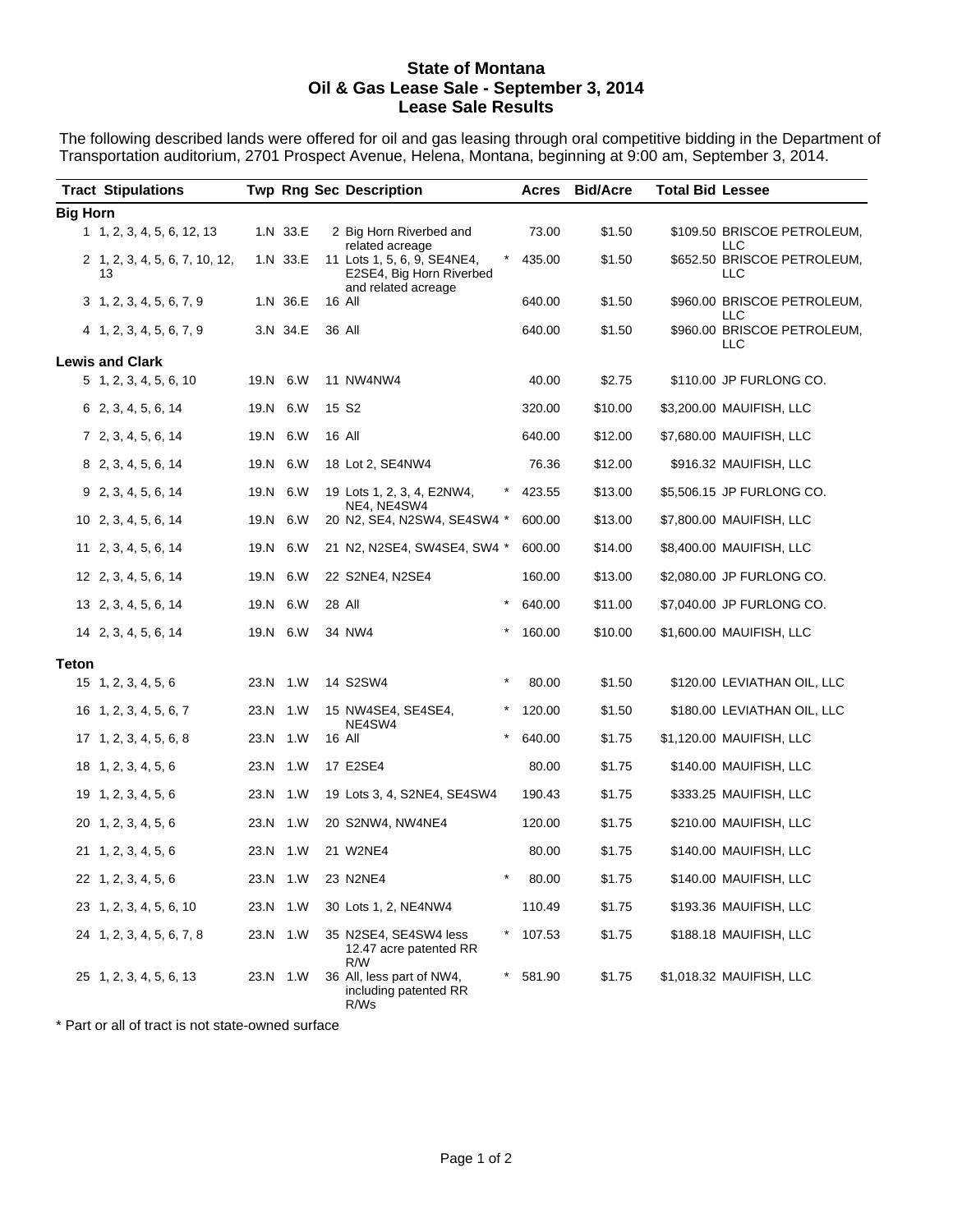# State of Montana
## Oil & Gas Lease Sale - September 3, 2014
## Lease Sale Results

The following described lands were offered for oil and gas leasing through oral competitive bidding in the Department of Transportation auditorium, 2701 Prospect Avenue, Helena, Montana, beginning at 9:00 am, September 3, 2014.

| Tract | Stipulations | Twp | Rng | Sec | Description | | Acres | Bid/Acre | Total Bid | Lessee |
|---|---|---|---|---|---|---|---|---|---|---|
| **Big Horn** | | | | | | | | | | |
| 1 | 1, 2, 3, 4, 5, 6, 12, 13 | 1.N | 33.E | 2 | Big Horn Riverbed and related acreage | | 73.00 | $1.50 | $109.50 | BRISCOE PETROLEUM, LLC |
| 2 | 1, 2, 3, 4, 5, 6, 7, 10, 12, 13 | 1.N | 33.E | 11 | Lots 1, 5, 6, 9, SE4NE4, E2SE4, Big Horn Riverbed and related acreage | * | 435.00 | $1.50 | $652.50 | BRISCOE PETROLEUM, LLC |
| 3 | 1, 2, 3, 4, 5, 6, 7, 9 | 1.N | 36.E | 16 | All | | 640.00 | $1.50 | $960.00 | BRISCOE PETROLEUM, LLC |
| 4 | 1, 2, 3, 4, 5, 6, 7, 9 | 3.N | 34.E | 36 | All | | 640.00 | $1.50 | $960.00 | BRISCOE PETROLEUM, LLC |
| **Lewis and Clark** | | | | | | | | | | |
| 5 | 1, 2, 3, 4, 5, 6, 10 | 19.N | 6.W | 11 | NW4NW4 | | 40.00 | $2.75 | $110.00 | JP FURLONG CO. |
| 6 | 2, 3, 4, 5, 6, 14 | 19.N | 6.W | 15 | S2 | | 320.00 | $10.00 | $3,200.00 | MAUIFISH, LLC |
| 7 | 2, 3, 4, 5, 6, 14 | 19.N | 6.W | 16 | All | | 640.00 | $12.00 | $7,680.00 | MAUIFISH, LLC |
| 8 | 2, 3, 4, 5, 6, 14 | 19.N | 6.W | 18 | Lot 2, SE4NW4 | | 76.36 | $12.00 | $916.32 | MAUIFISH, LLC |
| 9 | 2, 3, 4, 5, 6, 14 | 19.N | 6.W | 19 | Lots 1, 2, 3, 4, E2NW4, NE4, NE4SW4 | * | 423.55 | $13.00 | $5,506.15 | JP FURLONG CO. |
| 10 | 2, 3, 4, 5, 6, 14 | 19.N | 6.W | 20 | N2, SE4, N2SW4, SE4SW4 | * | 600.00 | $13.00 | $7,800.00 | MAUIFISH, LLC |
| 11 | 2, 3, 4, 5, 6, 14 | 19.N | 6.W | 21 | N2, N2SE4, SW4SE4, SW4 | * | 600.00 | $14.00 | $8,400.00 | MAUIFISH, LLC |
| 12 | 2, 3, 4, 5, 6, 14 | 19.N | 6.W | 22 | S2NE4, N2SE4 | | 160.00 | $13.00 | $2,080.00 | JP FURLONG CO. |
| 13 | 2, 3, 4, 5, 6, 14 | 19.N | 6.W | 28 | All | * | 640.00 | $11.00 | $7,040.00 | JP FURLONG CO. |
| 14 | 2, 3, 4, 5, 6, 14 | 19.N | 6.W | 34 | NW4 | * | 160.00 | $10.00 | $1,600.00 | MAUIFISH, LLC |
| **Teton** | | | | | | | | | | |
| 15 | 1, 2, 3, 4, 5, 6 | 23.N | 1.W | 14 | S2SW4 | * | 80.00 | $1.50 | $120.00 | LEVIATHAN OIL, LLC |
| 16 | 1, 2, 3, 4, 5, 6, 7 | 23.N | 1.W | 15 | NW4SE4, SE4SE4, NE4SW4 | * | 120.00 | $1.50 | $180.00 | LEVIATHAN OIL, LLC |
| 17 | 1, 2, 3, 4, 5, 6, 8 | 23.N | 1.W | 16 | All | * | 640.00 | $1.75 | $1,120.00 | MAUIFISH, LLC |
| 18 | 1, 2, 3, 4, 5, 6 | 23.N | 1.W | 17 | E2SE4 | | 80.00 | $1.75 | $140.00 | MAUIFISH, LLC |
| 19 | 1, 2, 3, 4, 5, 6 | 23.N | 1.W | 19 | Lots 3, 4, S2NE4, SE4SW4 | | 190.43 | $1.75 | $333.25 | MAUIFISH, LLC |
| 20 | 1, 2, 3, 4, 5, 6 | 23.N | 1.W | 20 | S2NW4, NW4NE4 | | 120.00 | $1.75 | $210.00 | MAUIFISH, LLC |
| 21 | 1, 2, 3, 4, 5, 6 | 23.N | 1.W | 21 | W2NE4 | | 80.00 | $1.75 | $140.00 | MAUIFISH, LLC |
| 22 | 1, 2, 3, 4, 5, 6 | 23.N | 1.W | 23 | N2NE4 | * | 80.00 | $1.75 | $140.00 | MAUIFISH, LLC |
| 23 | 1, 2, 3, 4, 5, 6, 10 | 23.N | 1.W | 30 | Lots 1, 2, NE4NW4 | | 110.49 | $1.75 | $193.36 | MAUIFISH, LLC |
| 24 | 1, 2, 3, 4, 5, 6, 7, 8 | 23.N | 1.W | 35 | N2SE4, SE4SW4 less 12.47 acre patented RR R/W | * | 107.53 | $1.75 | $188.18 | MAUIFISH, LLC |
| 25 | 1, 2, 3, 4, 5, 6, 13 | 23.N | 1.W | 36 | All, less part of NW4, including patented RR R/Ws | * | 581.90 | $1.75 | $1,018.32 | MAUIFISH, LLC |

* Part or all of tract is not state-owned surface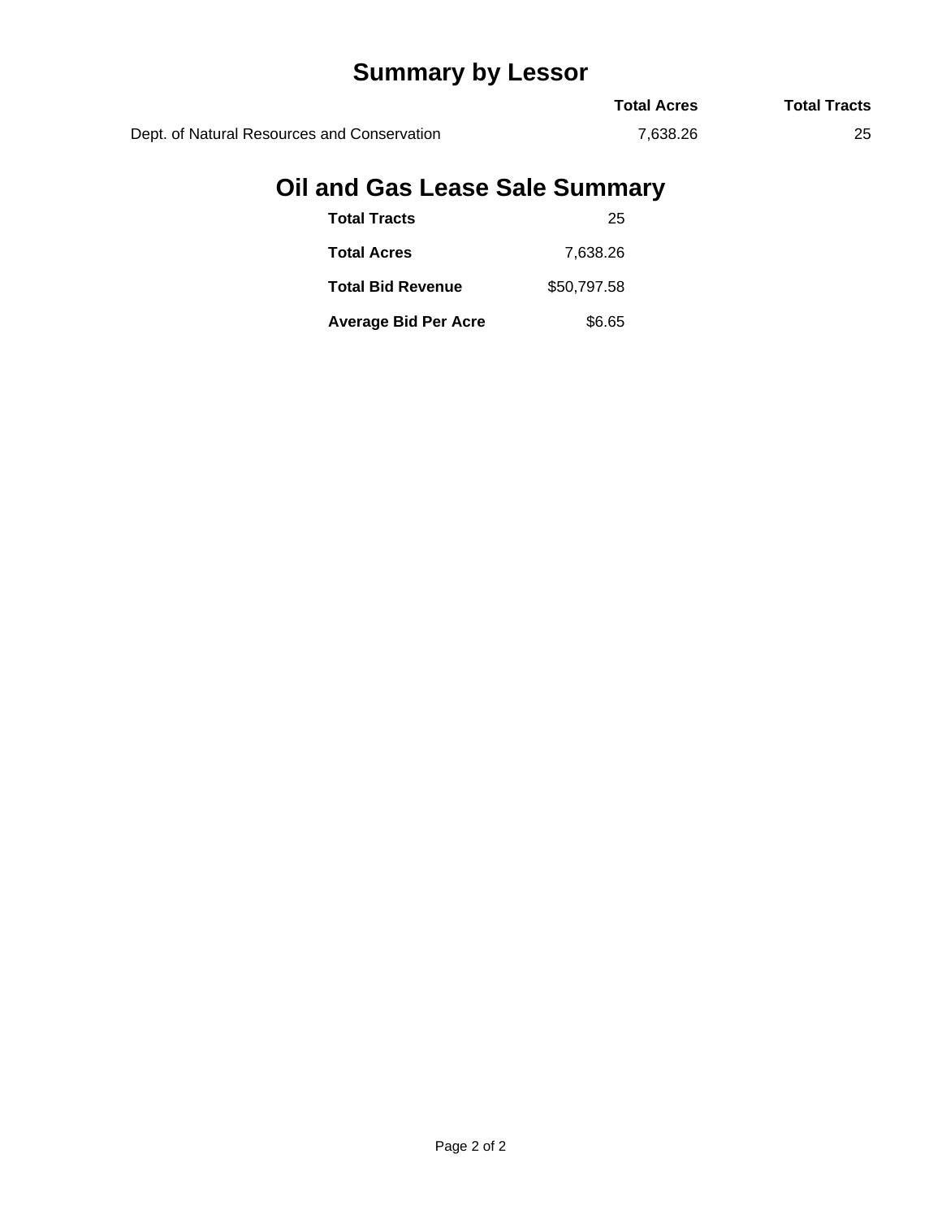## Summary by Lessor

| | Total Acres | Total Tracts |
|---|---|---|
| Dept. of Natural Resources and Conservation | 7,638.26 | 25 |

## Oil and Gas Lease Sale Summary

| | |
|---|---|
| **Total Tracts** | 25 |
| **Total Acres** | 7,638.26 |
| **Total Bid Revenue** | $50,797.58 |
| **Average Bid Per Acre** | $6.65 |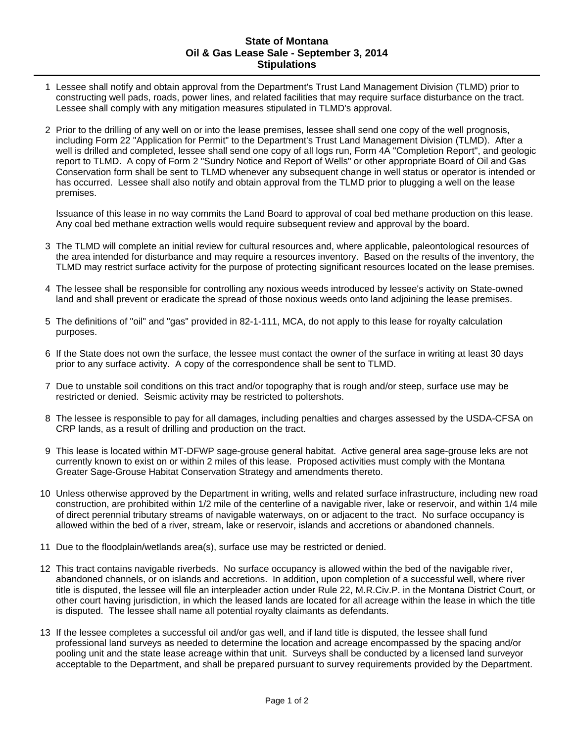# State of Montana
## Oil & Gas Lease Sale - September 3, 2014
## Stipulations

1 Lessee shall notify and obtain approval from the Department's Trust Land Management Division (TLMD) prior to constructing well pads, roads, power lines, and related facilities that may require surface disturbance on the tract. Lessee shall comply with any mitigation measures stipulated in TLMD's approval.

2 Prior to the drilling of any well on or into the lease premises, lessee shall send one copy of the well prognosis, including Form 22 "Application for Permit" to the Department's Trust Land Management Division (TLMD). After a well is drilled and completed, lessee shall send one copy of all logs run, Form 4A "Completion Report", and geologic report to TLMD. A copy of Form 2 "Sundry Notice and Report of Wells" or other appropriate Board of Oil and Gas Conservation form shall be sent to TLMD whenever any subsequent change in well status or operator is intended or has occurred. Lessee shall also notify and obtain approval from the TLMD prior to plugging a well on the lease premises.

   Issuance of this lease in no way commits the Land Board to approval of coal bed methane production on this lease. Any coal bed methane extraction wells would require subsequent review and approval by the board.

3 The TLMD will complete an initial review for cultural resources and, where applicable, paleontological resources of the area intended for disturbance and may require a resources inventory. Based on the results of the inventory, the TLMD may restrict surface activity for the purpose of protecting significant resources located on the lease premises.

4 The lessee shall be responsible for controlling any noxious weeds introduced by lessee's activity on State-owned land and shall prevent or eradicate the spread of those noxious weeds onto land adjoining the lease premises.

5 The definitions of "oil" and "gas" provided in 82-1-111, MCA, do not apply to this lease for royalty calculation purposes.

6 If the State does not own the surface, the lessee must contact the owner of the surface in writing at least 30 days prior to any surface activity. A copy of the correspondence shall be sent to TLMD.

7 Due to unstable soil conditions on this tract and/or topography that is rough and/or steep, surface use may be restricted or denied. Seismic activity may be restricted to poltershots.

8 The lessee is responsible to pay for all damages, including penalties and charges assessed by the USDA-CFSA on CRP lands, as a result of drilling and production on the tract.

9 This lease is located within MT-DFWP sage-grouse general habitat. Active general area sage-grouse leks are not currently known to exist on or within 2 miles of this lease. Proposed activities must comply with the Montana Greater Sage-Grouse Habitat Conservation Strategy and amendments thereto.

10 Unless otherwise approved by the Department in writing, wells and related surface infrastructure, including new road construction, are prohibited within 1/2 mile of the centerline of a navigable river, lake or reservoir, and within 1/4 mile of direct perennial tributary streams of navigable waterways, on or adjacent to the tract. No surface occupancy is allowed within the bed of a river, stream, lake or reservoir, islands and accretions or abandoned channels.

11 Due to the floodplain/wetlands area(s), surface use may be restricted or denied.

12 This tract contains navigable riverbeds. No surface occupancy is allowed within the bed of the navigable river, abandoned channels, or on islands and accretions. In addition, upon completion of a successful well, where river title is disputed, the lessee will file an interpleader action under Rule 22, M.R.Civ.P. in the Montana District Court, or other court having jurisdiction, in which the leased lands are located for all acreage within the lease in which the title is disputed. The lessee shall name all potential royalty claimants as defendants.

13 If the lessee completes a successful oil and/or gas well, and if land title is disputed, the lessee shall fund professional land surveys as needed to determine the location and acreage encompassed by the spacing and/or pooling unit and the state lease acreage within that unit. Surveys shall be conducted by a licensed land surveyor acceptable to the Department, and shall be prepared pursuant to survey requirements provided by the Department.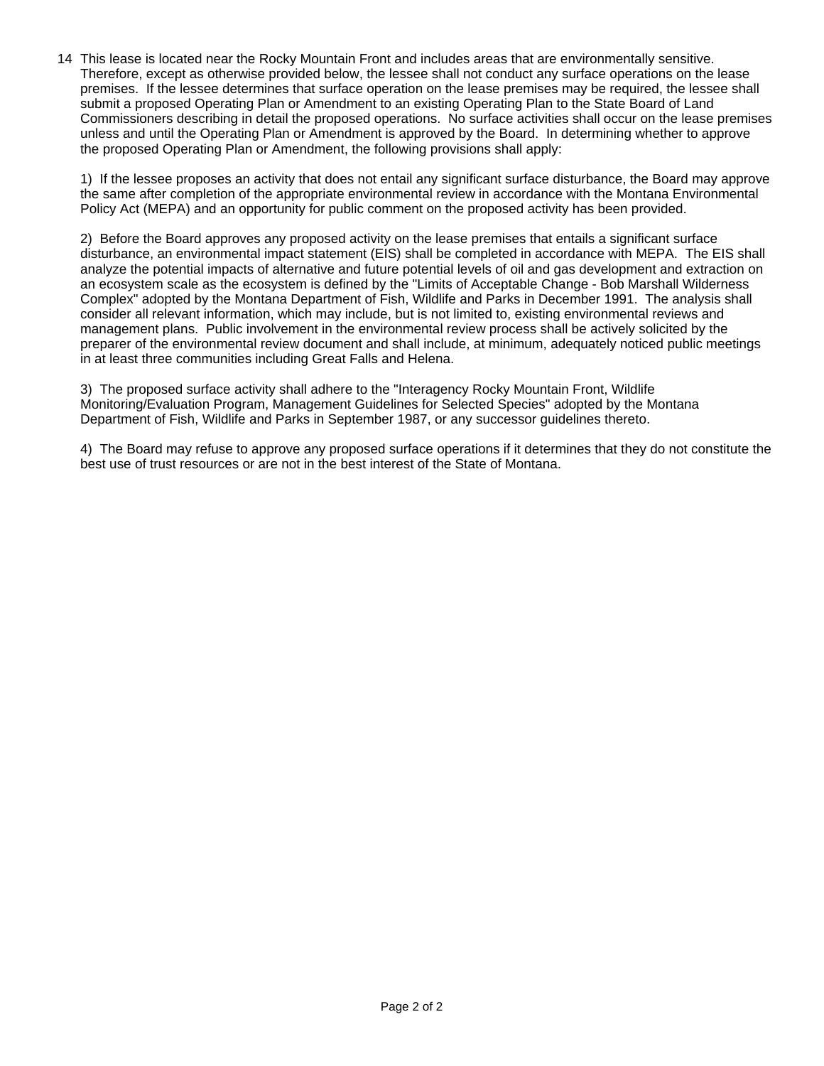14 This lease is located near the Rocky Mountain Front and includes areas that are environmentally sensitive. Therefore, except as otherwise provided below, the lessee shall not conduct any surface operations on the lease premises. If the lessee determines that surface operation on the lease premises may be required, the lessee shall submit a proposed Operating Plan or Amendment to an existing Operating Plan to the State Board of Land Commissioners describing in detail the proposed operations. No surface activities shall occur on the lease premises unless and until the Operating Plan or Amendment is approved by the Board. In determining whether to approve the proposed Operating Plan or Amendment, the following provisions shall apply:

1) If the lessee proposes an activity that does not entail any significant surface disturbance, the Board may approve the same after completion of the appropriate environmental review in accordance with the Montana Environmental Policy Act (MEPA) and an opportunity for public comment on the proposed activity has been provided.

2) Before the Board approves any proposed activity on the lease premises that entails a significant surface disturbance, an environmental impact statement (EIS) shall be completed in accordance with MEPA. The EIS shall analyze the potential impacts of alternative and future potential levels of oil and gas development and extraction on an ecosystem scale as the ecosystem is defined by the "Limits of Acceptable Change - Bob Marshall Wilderness Complex" adopted by the Montana Department of Fish, Wildlife and Parks in December 1991. The analysis shall consider all relevant information, which may include, but is not limited to, existing environmental reviews and management plans. Public involvement in the environmental review process shall be actively solicited by the preparer of the environmental review document and shall include, at minimum, adequately noticed public meetings in at least three communities including Great Falls and Helena.

3) The proposed surface activity shall adhere to the "Interagency Rocky Mountain Front, Wildlife Monitoring/Evaluation Program, Management Guidelines for Selected Species" adopted by the Montana Department of Fish, Wildlife and Parks in September 1987, or any successor guidelines thereto.

4) The Board may refuse to approve any proposed surface operations if it determines that they do not constitute the best use of trust resources or are not in the best interest of the State of Montana.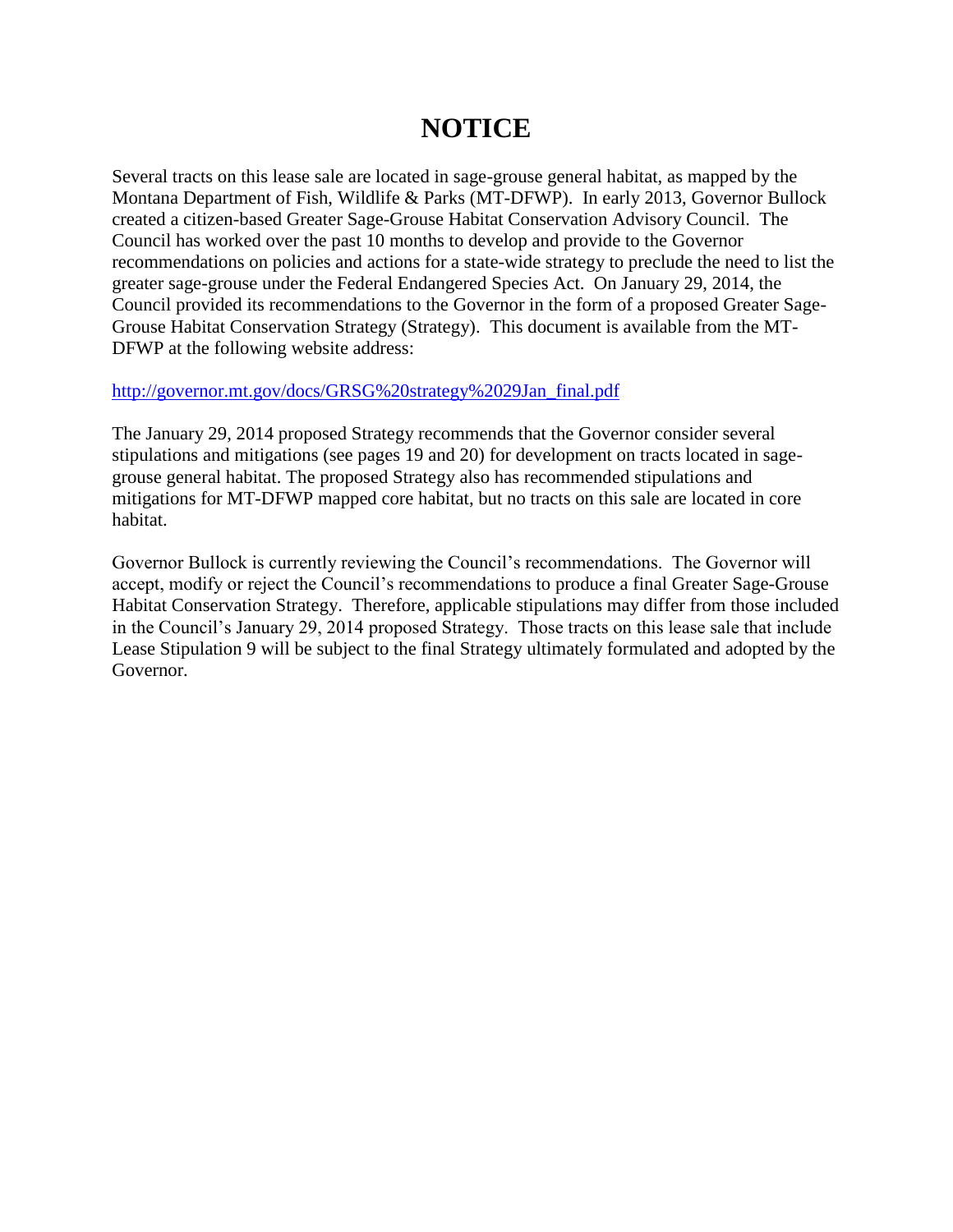# NOTICE

Several tracts on this lease sale are located in sage-grouse general habitat, as mapped by the Montana Department of Fish, Wildlife & Parks (MT-DFWP). In early 2013, Governor Bullock created a citizen-based Greater Sage-Grouse Habitat Conservation Advisory Council. The Council has worked over the past 10 months to develop and provide to the Governor recommendations on policies and actions for a state-wide strategy to preclude the need to list the greater sage-grouse under the Federal Endangered Species Act. On January 29, 2014, the Council provided its recommendations to the Governor in the form of a proposed Greater Sage-Grouse Habitat Conservation Strategy (Strategy). This document is available from the MT-DFWP at the following website address:

http://governor.mt.gov/docs/GRSG%20strategy%2029Jan_final.pdf

The January 29, 2014 proposed Strategy recommends that the Governor consider several stipulations and mitigations (see pages 19 and 20) for development on tracts located in sage-grouse general habitat. The proposed Strategy also has recommended stipulations and mitigations for MT-DFWP mapped core habitat, but no tracts on this sale are located in core habitat.

Governor Bullock is currently reviewing the Council's recommendations. The Governor will accept, modify or reject the Council's recommendations to produce a final Greater Sage-Grouse Habitat Conservation Strategy. Therefore, applicable stipulations may differ from those included in the Council's January 29, 2014 proposed Strategy. Those tracts on this lease sale that include Lease Stipulation 9 will be subject to the final Strategy ultimately formulated and adopted by the Governor.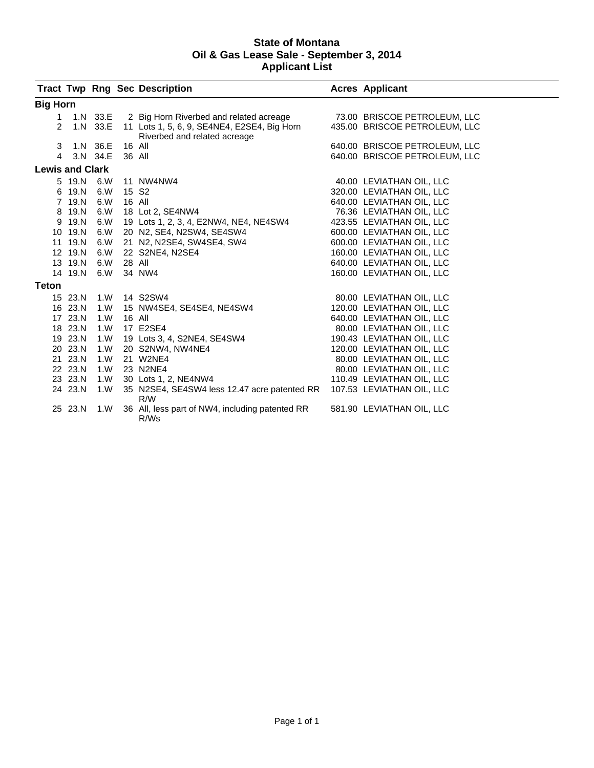# State of Montana
## Oil & Gas Lease Sale - September 3, 2014
## Applicant List

| Tract | Twp | Rng | Sec | Description | Acres | Applicant |
|---|---|---|---|---|---|---|
| **Big Horn** | | | | | | |
| 1 | 1.N | 33.E | 2 | Big Horn Riverbed and related acreage | 73.00 | BRISCOE PETROLEUM, LLC |
| 2 | 1.N | 33.E | 11 | Lots 1, 5, 6, 9, SE4NE4, E2SE4, Big Horn Riverbed and related acreage | 435.00 | BRISCOE PETROLEUM, LLC |
| 3 | 1.N | 36.E | 16 | All | 640.00 | BRISCOE PETROLEUM, LLC |
| 4 | 3.N | 34.E | 36 | All | 640.00 | BRISCOE PETROLEUM, LLC |
| **Lewis and Clark** | | | | | | |
| 5 | 19.N | 6.W | 11 | NW4NW4 | 40.00 | LEVIATHAN OIL, LLC |
| 6 | 19.N | 6.W | 15 | S2 | 320.00 | LEVIATHAN OIL, LLC |
| 7 | 19.N | 6.W | 16 | All | 640.00 | LEVIATHAN OIL, LLC |
| 8 | 19.N | 6.W | 18 | Lot 2, SE4NW4 | 76.36 | LEVIATHAN OIL, LLC |
| 9 | 19.N | 6.W | 19 | Lots 1, 2, 3, 4, E2NW4, NE4, NE4SW4 | 423.55 | LEVIATHAN OIL, LLC |
| 10 | 19.N | 6.W | 20 | N2, SE4, N2SW4, SE4SW4 | 600.00 | LEVIATHAN OIL, LLC |
| 11 | 19.N | 6.W | 21 | N2, N2SE4, SW4SE4, SW4 | 600.00 | LEVIATHAN OIL, LLC |
| 12 | 19.N | 6.W | 22 | S2NE4, N2SE4 | 160.00 | LEVIATHAN OIL, LLC |
| 13 | 19.N | 6.W | 28 | All | 640.00 | LEVIATHAN OIL, LLC |
| 14 | 19.N | 6.W | 34 | NW4 | 160.00 | LEVIATHAN OIL, LLC |
| **Teton** | | | | | | |
| 15 | 23.N | 1.W | 14 | S2SW4 | 80.00 | LEVIATHAN OIL, LLC |
| 16 | 23.N | 1.W | 15 | NW4SE4, SE4SE4, NE4SW4 | 120.00 | LEVIATHAN OIL, LLC |
| 17 | 23.N | 1.W | 16 | All | 640.00 | LEVIATHAN OIL, LLC |
| 18 | 23.N | 1.W | 17 | E2SE4 | 80.00 | LEVIATHAN OIL, LLC |
| 19 | 23.N | 1.W | 19 | Lots 3, 4, S2NE4, SE4SW4 | 190.43 | LEVIATHAN OIL, LLC |
| 20 | 23.N | 1.W | 20 | S2NW4, NW4NE4 | 120.00 | LEVIATHAN OIL, LLC |
| 21 | 23.N | 1.W | 21 | W2NE4 | 80.00 | LEVIATHAN OIL, LLC |
| 22 | 23.N | 1.W | 23 | N2NE4 | 80.00 | LEVIATHAN OIL, LLC |
| 23 | 23.N | 1.W | 30 | Lots 1, 2, NE4NW4 | 110.49 | LEVIATHAN OIL, LLC |
| 24 | 23.N | 1.W | 35 | N2SE4, SE4SW4 less 12.47 acre patented RR R/W | 107.53 | LEVIATHAN OIL, LLC |
| 25 | 23.N | 1.W | 36 | All, less part of NW4, including patented RR R/Ws | 581.90 | LEVIATHAN OIL, LLC |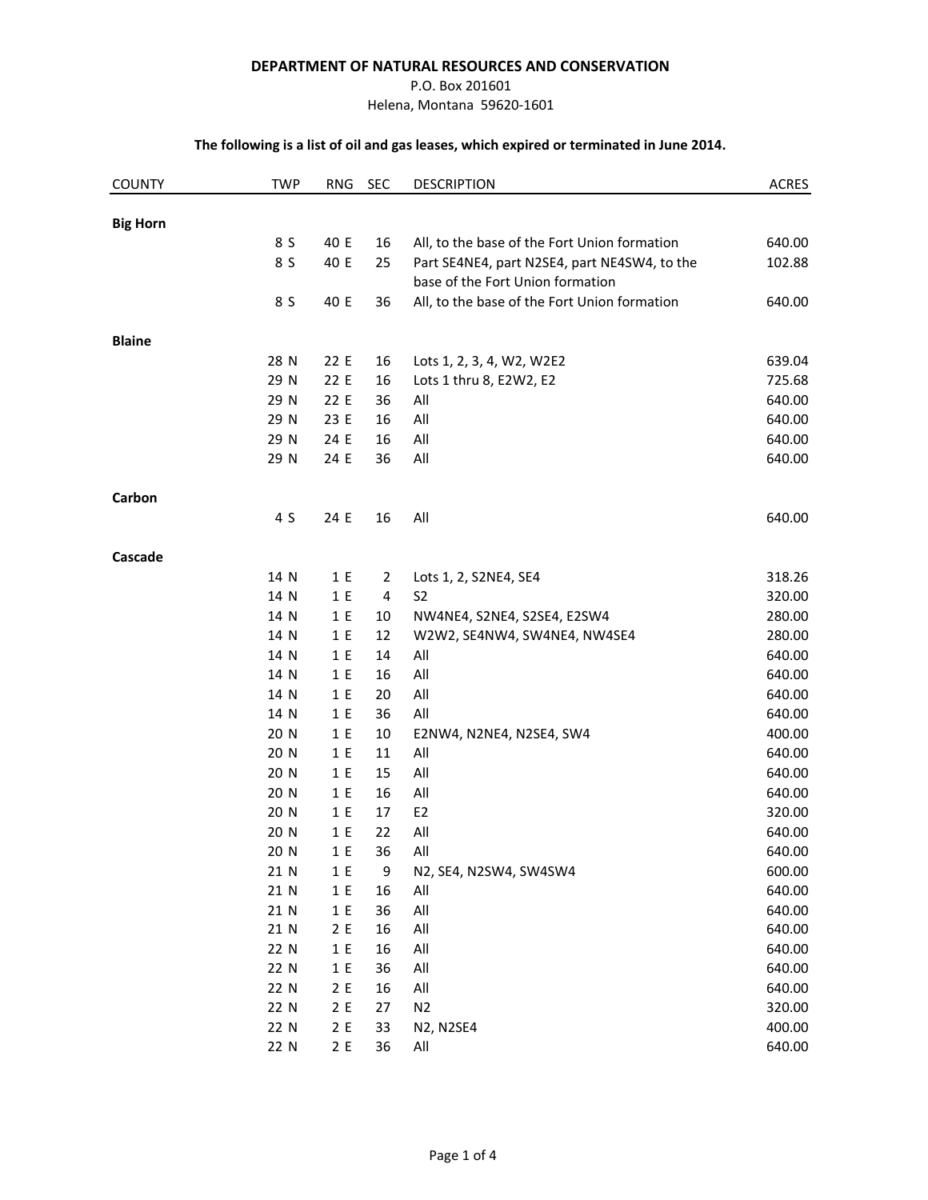**DEPARTMENT OF NATURAL RESOURCES AND CONSERVATION**

P.O. Box 201601

Helena, Montana 59620-1601

**The following is a list of oil and gas leases, which expired or terminated in June 2014.**

| COUNTY | TWP | RNG | SEC | DESCRIPTION | ACRES |
|---|---|---|---|---|---|
| **Big Horn** | | | | | |
| | 8 S | 40 E | 16 | All, to the base of the Fort Union formation | 640.00 |
| | 8 S | 40 E | 25 | Part SE4NE4, part N2SE4, part NE4SW4, to the base of the Fort Union formation | 102.88 |
| | 8 S | 40 E | 36 | All, to the base of the Fort Union formation | 640.00 |
| **Blaine** | | | | | |
| | 28 N | 22 E | 16 | Lots 1, 2, 3, 4, W2, W2E2 | 639.04 |
| | 29 N | 22 E | 16 | Lots 1 thru 8, E2W2, E2 | 725.68 |
| | 29 N | 22 E | 36 | All | 640.00 |
| | 29 N | 23 E | 16 | All | 640.00 |
| | 29 N | 24 E | 16 | All | 640.00 |
| | 29 N | 24 E | 36 | All | 640.00 |
| **Carbon** | | | | | |
| | 4 S | 24 E | 16 | All | 640.00 |
| **Cascade** | | | | | |
| | 14 N | 1 E | 2 | Lots 1, 2, S2NE4, SE4 | 318.26 |
| | 14 N | 1 E | 4 | S2 | 320.00 |
| | 14 N | 1 E | 10 | NW4NE4, S2NE4, S2SE4, E2SW4 | 280.00 |
| | 14 N | 1 E | 12 | W2W2, SE4NW4, SW4NE4, NW4SE4 | 280.00 |
| | 14 N | 1 E | 14 | All | 640.00 |
| | 14 N | 1 E | 16 | All | 640.00 |
| | 14 N | 1 E | 20 | All | 640.00 |
| | 14 N | 1 E | 36 | All | 640.00 |
| | 20 N | 1 E | 10 | E2NW4, N2NE4, N2SE4, SW4 | 400.00 |
| | 20 N | 1 E | 11 | All | 640.00 |
| | 20 N | 1 E | 15 | All | 640.00 |
| | 20 N | 1 E | 16 | All | 640.00 |
| | 20 N | 1 E | 17 | E2 | 320.00 |
| | 20 N | 1 E | 22 | All | 640.00 |
| | 20 N | 1 E | 36 | All | 640.00 |
| | 21 N | 1 E | 9 | N2, SE4, N2SW4, SW4SW4 | 600.00 |
| | 21 N | 1 E | 16 | All | 640.00 |
| | 21 N | 1 E | 36 | All | 640.00 |
| | 21 N | 2 E | 16 | All | 640.00 |
| | 22 N | 1 E | 16 | All | 640.00 |
| | 22 N | 1 E | 36 | All | 640.00 |
| | 22 N | 2 E | 16 | All | 640.00 |
| | 22 N | 2 E | 27 | N2 | 320.00 |
| | 22 N | 2 E | 33 | N2, N2SE4 | 400.00 |
| | 22 N | 2 E | 36 | All | 640.00 |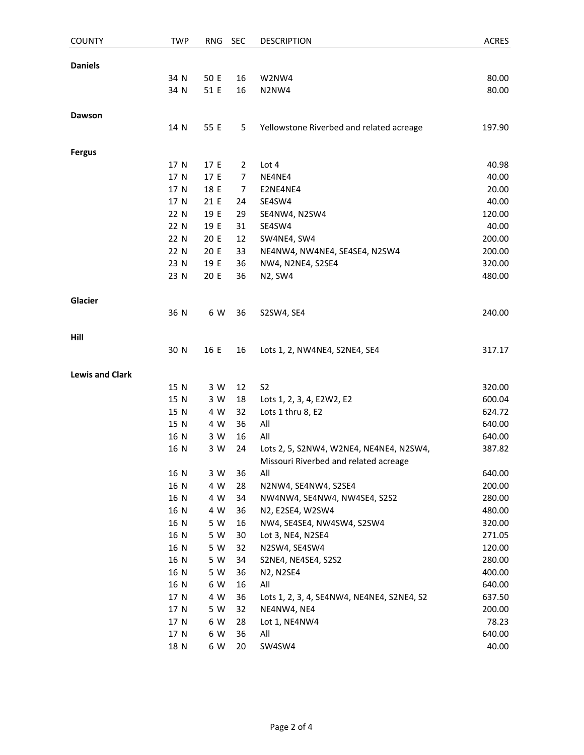| COUNTY | TWP | RNG | SEC | DESCRIPTION | ACRES |
|---|---|---|---|---|---|
| **Daniels** | | | | | |
| | 34 N | 50 E | 16 | W2NW4 | 80.00 |
| | 34 N | 51 E | 16 | N2NW4 | 80.00 |
| **Dawson** | | | | | |
| | 14 N | 55 E | 5 | Yellowstone Riverbed and related acreage | 197.90 |
| **Fergus** | | | | | |
| | 17 N | 17 E | 2 | Lot 4 | 40.98 |
| | 17 N | 17 E | 7 | NE4NE4 | 40.00 |
| | 17 N | 18 E | 7 | E2NE4NE4 | 20.00 |
| | 17 N | 21 E | 24 | SE4SW4 | 40.00 |
| | 22 N | 19 E | 29 | SE4NW4, N2SW4 | 120.00 |
| | 22 N | 19 E | 31 | SE4SW4 | 40.00 |
| | 22 N | 20 E | 12 | SW4NE4, SW4 | 200.00 |
| | 22 N | 20 E | 33 | NE4NW4, NW4NE4, SE4SE4, N2SW4 | 200.00 |
| | 23 N | 19 E | 36 | NW4, N2NE4, S2SE4 | 320.00 |
| | 23 N | 20 E | 36 | N2, SW4 | 480.00 |
| **Glacier** | | | | | |
| | 36 N | 6 W | 36 | S2SW4, SE4 | 240.00 |
| **Hill** | | | | | |
| | 30 N | 16 E | 16 | Lots 1, 2, NW4NE4, S2NE4, SE4 | 317.17 |
| **Lewis and Clark** | | | | | |
| | 15 N | 3 W | 12 | S2 | 320.00 |
| | 15 N | 3 W | 18 | Lots 1, 2, 3, 4, E2W2, E2 | 600.04 |
| | 15 N | 4 W | 32 | Lots 1 thru 8, E2 | 624.72 |
| | 15 N | 4 W | 36 | All | 640.00 |
| | 16 N | 3 W | 16 | All | 640.00 |
| | 16 N | 3 W | 24 | Lots 2, 5, S2NW4, W2NE4, NE4NE4, N2SW4, Missouri Riverbed and related acreage | 387.82 |
| | 16 N | 3 W | 36 | All | 640.00 |
| | 16 N | 4 W | 28 | N2NW4, SE4NW4, S2SE4 | 200.00 |
| | 16 N | 4 W | 34 | NW4NW4, SE4NW4, NW4SE4, S2S2 | 280.00 |
| | 16 N | 4 W | 36 | N2, E2SE4, W2SW4 | 480.00 |
| | 16 N | 5 W | 16 | NW4, SE4SE4, NW4SW4, S2SW4 | 320.00 |
| | 16 N | 5 W | 30 | Lot 3, NE4, N2SE4 | 271.05 |
| | 16 N | 5 W | 32 | N2SW4, SE4SW4 | 120.00 |
| | 16 N | 5 W | 34 | S2NE4, NE4SE4, S2S2 | 280.00 |
| | 16 N | 5 W | 36 | N2, N2SE4 | 400.00 |
| | 16 N | 6 W | 16 | All | 640.00 |
| | 17 N | 4 W | 36 | Lots 1, 2, 3, 4, SE4NW4, NE4NE4, S2NE4, S2 | 637.50 |
| | 17 N | 5 W | 32 | NE4NW4, NE4 | 200.00 |
| | 17 N | 6 W | 28 | Lot 1, NE4NW4 | 78.23 |
| | 17 N | 6 W | 36 | All | 640.00 |
| | 18 N | 6 W | 20 | SW4SW4 | 40.00 |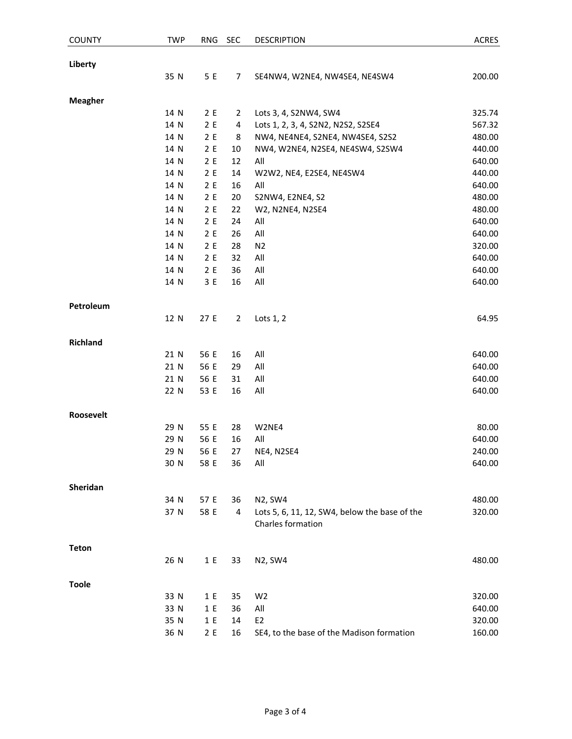| COUNTY | TWP | RNG | SEC | DESCRIPTION | ACRES |
|---|---|---|---|---|---|
| **Liberty** | | | | | |
| | 35 N | 5 E | 7 | SE4NW4, W2NE4, NW4SE4, NE4SW4 | 200.00 |
| **Meagher** | | | | | |
| | 14 N | 2 E | 2 | Lots 3, 4, S2NW4, SW4 | 325.74 |
| | 14 N | 2 E | 4 | Lots 1, 2, 3, 4, S2N2, N2S2, S2SE4 | 567.32 |
| | 14 N | 2 E | 8 | NW4, NE4NE4, S2NE4, NW4SE4, S2S2 | 480.00 |
| | 14 N | 2 E | 10 | NW4, W2NE4, N2SE4, NE4SW4, S2SW4 | 440.00 |
| | 14 N | 2 E | 12 | All | 640.00 |
| | 14 N | 2 E | 14 | W2W2, NE4, E2SE4, NE4SW4 | 440.00 |
| | 14 N | 2 E | 16 | All | 640.00 |
| | 14 N | 2 E | 20 | S2NW4, E2NE4, S2 | 480.00 |
| | 14 N | 2 E | 22 | W2, N2NE4, N2SE4 | 480.00 |
| | 14 N | 2 E | 24 | All | 640.00 |
| | 14 N | 2 E | 26 | All | 640.00 |
| | 14 N | 2 E | 28 | N2 | 320.00 |
| | 14 N | 2 E | 32 | All | 640.00 |
| | 14 N | 2 E | 36 | All | 640.00 |
| | 14 N | 3 E | 16 | All | 640.00 |
| **Petroleum** | | | | | |
| | 12 N | 27 E | 2 | Lots 1, 2 | 64.95 |
| **Richland** | | | | | |
| | 21 N | 56 E | 16 | All | 640.00 |
| | 21 N | 56 E | 29 | All | 640.00 |
| | 21 N | 56 E | 31 | All | 640.00 |
| | 22 N | 53 E | 16 | All | 640.00 |
| **Roosevelt** | | | | | |
| | 29 N | 55 E | 28 | W2NE4 | 80.00 |
| | 29 N | 56 E | 16 | All | 640.00 |
| | 29 N | 56 E | 27 | NE4, N2SE4 | 240.00 |
| | 30 N | 58 E | 36 | All | 640.00 |
| **Sheridan** | | | | | |
| | 34 N | 57 E | 36 | N2, SW4 | 480.00 |
| | 37 N | 58 E | 4 | Lots 5, 6, 11, 12, SW4, below the base of the Charles formation | 320.00 |
| **Teton** | | | | | |
| | 26 N | 1 E | 33 | N2, SW4 | 480.00 |
| **Toole** | | | | | |
| | 33 N | 1 E | 35 | W2 | 320.00 |
| | 33 N | 1 E | 36 | All | 640.00 |
| | 35 N | 1 E | 14 | E2 | 320.00 |
| | 36 N | 2 E | 16 | SE4, to the base of the Madison formation | 160.00 |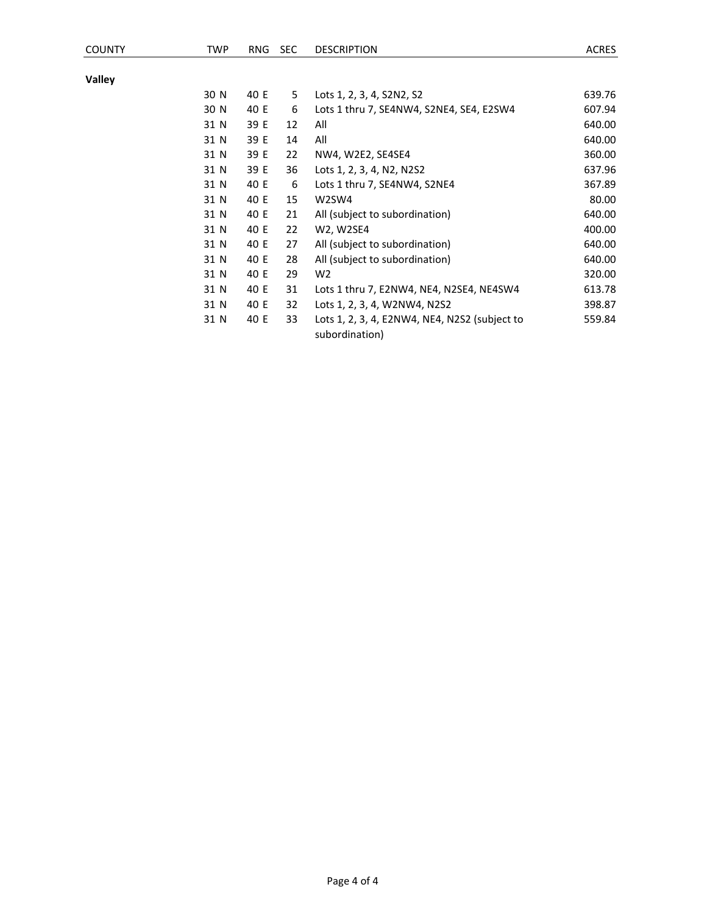| COUNTY | TWP | RNG | SEC | DESCRIPTION | ACRES |
|---|---|---|---|---|---|
| **Valley** | | | | | |
| | 30 N | 40 E | 5 | Lots 1, 2, 3, 4, S2N2, S2 | 639.76 |
| | 30 N | 40 E | 6 | Lots 1 thru 7, SE4NW4, S2NE4, SE4, E2SW4 | 607.94 |
| | 31 N | 39 E | 12 | All | 640.00 |
| | 31 N | 39 E | 14 | All | 640.00 |
| | 31 N | 39 E | 22 | NW4, W2E2, SE4SE4 | 360.00 |
| | 31 N | 39 E | 36 | Lots 1, 2, 3, 4, N2, N2S2 | 637.96 |
| | 31 N | 40 E | 6 | Lots 1 thru 7, SE4NW4, S2NE4 | 367.89 |
| | 31 N | 40 E | 15 | W2SW4 | 80.00 |
| | 31 N | 40 E | 21 | All (subject to subordination) | 640.00 |
| | 31 N | 40 E | 22 | W2, W2SE4 | 400.00 |
| | 31 N | 40 E | 27 | All (subject to subordination) | 640.00 |
| | 31 N | 40 E | 28 | All (subject to subordination) | 640.00 |
| | 31 N | 40 E | 29 | W2 | 320.00 |
| | 31 N | 40 E | 31 | Lots 1 thru 7, E2NW4, NE4, N2SE4, NE4SW4 | 613.78 |
| | 31 N | 40 E | 32 | Lots 1, 2, 3, 4, W2NW4, N2S2 | 398.87 |
| | 31 N | 40 E | 33 | Lots 1, 2, 3, 4, E2NW4, NE4, N2S2 (subject to subordination) | 559.84 |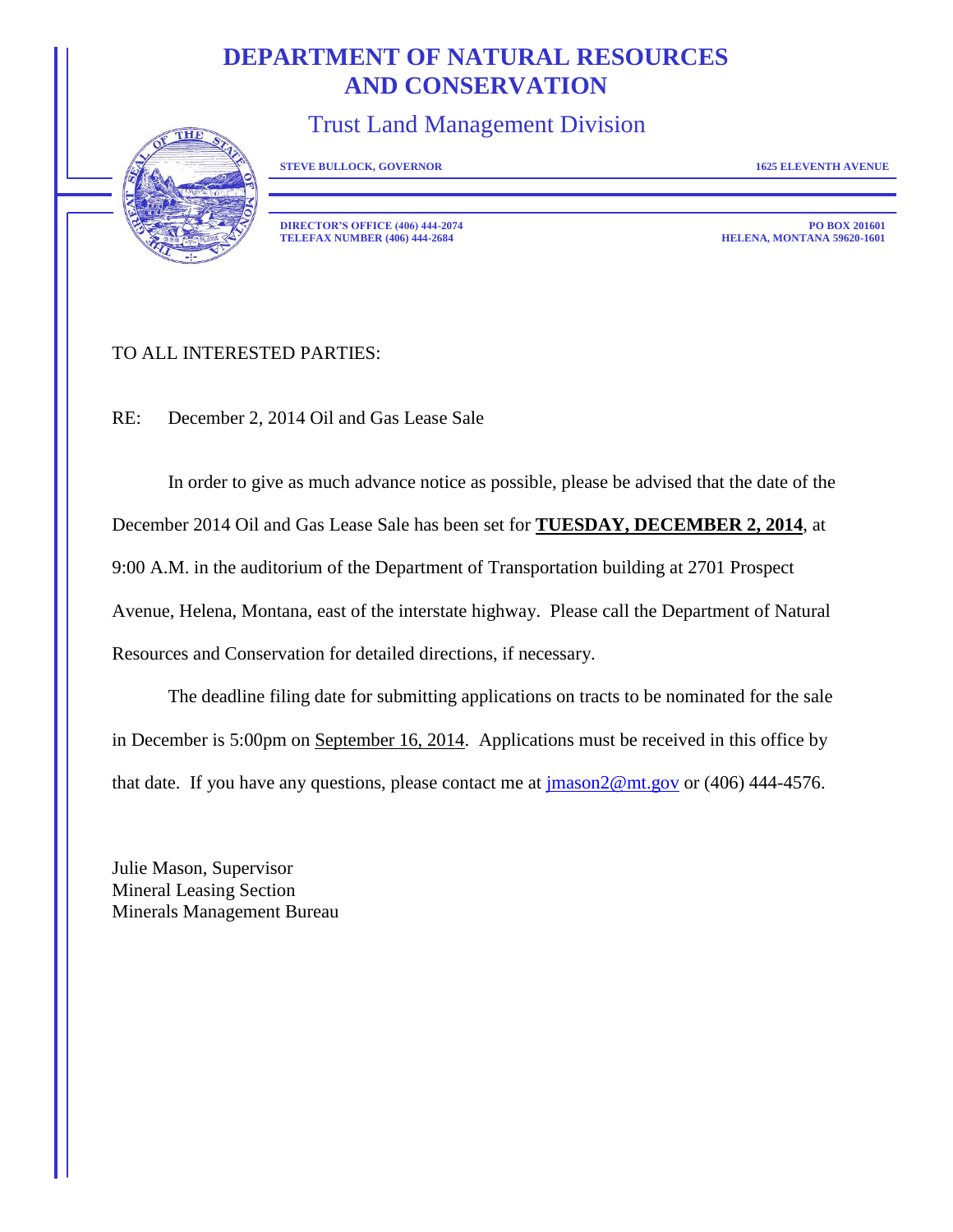# DEPARTMENT OF NATURAL RESOURCES AND CONSERVATION

## Trust Land Management Division

**STEVE BULLOCK, GOVERNOR** **1625 ELEVENTH AVENUE**

**DIRECTOR'S OFFICE (406) 444-2074**
**TELEFAX NUMBER (406) 444-2684**

**PO BOX 201601**
**HELENA, MONTANA 59620-1601**

TO ALL INTERESTED PARTIES:

RE: December 2, 2014 Oil and Gas Lease Sale

In order to give as much advance notice as possible, please be advised that the date of the December 2014 Oil and Gas Lease Sale has been set for **TUESDAY, DECEMBER 2, 2014**, at 9:00 A.M. in the auditorium of the Department of Transportation building at 2701 Prospect Avenue, Helena, Montana, east of the interstate highway. Please call the Department of Natural Resources and Conservation for detailed directions, if necessary.

The deadline filing date for submitting applications on tracts to be nominated for the sale in December is 5:00pm on September 16, 2014. Applications must be received in this office by that date. If you have any questions, please contact me at jmason2@mt.gov or (406) 444-4576.

Julie Mason, Supervisor
Mineral Leasing Section
Minerals Management Bureau